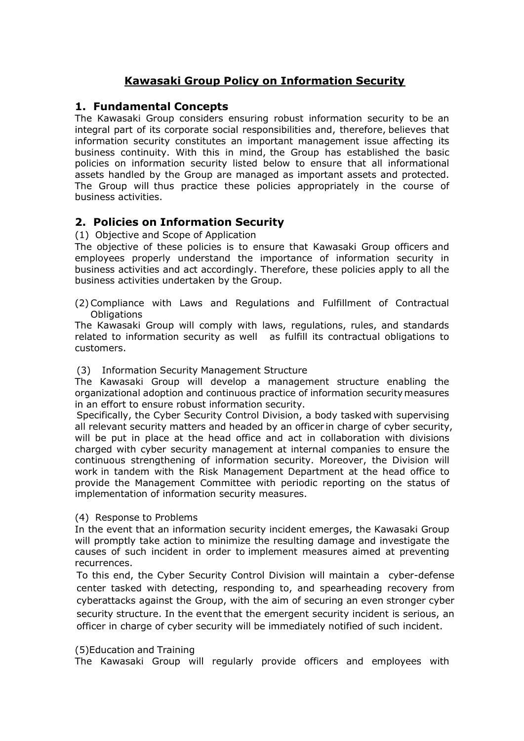# Kawasaki Group Policy on Information Security

## 1. Fundamental Concepts

The Kawasaki Group considers ensuring robust information security to be an integral part of its corporate social responsibilities and, therefore, believes that information security constitutes an important management issue affecting its business continuity. With this in mind, the Group has established the basic policies on information security listed below to ensure that all informational assets handled by the Group are managed as important assets and protected. The Group will thus practice these policies appropriately in the course of business activities.

## 2. Policies on Information Security

(1) Objective and Scope of Application

The objective of these policies is to ensure that Kawasaki Group officers and employees properly understand the importance of information security in business activities and act accordingly. Therefore, these policies apply to all the business activities undertaken by the Group.

(2) Compliance with Laws and Regulations and Fulfillment of Contractual Obligations

The Kawasaki Group will comply with laws, regulations, rules, and standards related to information security as well as fulfill its contractual obligations to customers.

(3) Information Security Management Structure

The Kawasaki Group will develop a management structure enabling the organizational adoption and continuous practice of information security measures in an effort to ensure robust information security.

Specifically, the Cyber Security Control Division, a body tasked with supervising all relevant security matters and headed by an officer in charge of cyber security, will be put in place at the head office and act in collaboration with divisions charged with cyber security management at internal companies to ensure the continuous strengthening of information security. Moreover, the Division will work in tandem with the Risk Management Department at the head office to provide the Management Committee with periodic reporting on the status of implementation of information security measures.

(4) Response to Problems

In the event that an information security incident emerges, the Kawasaki Group will promptly take action to minimize the resulting damage and investigate the causes of such incident in order to implement measures aimed at preventing recurrences.

To this end, the Cyber Security Control Division will maintain a cyber-defense center tasked with detecting, responding to, and spearheading recovery from cyberattacks against the Group, with the aim of securing an even stronger cyber security structure. In the event that the emergent security incident is serious, an officer in charge of cyber security will be immediately notified of such incident.

(5) Education and Training

The Kawasaki Group will regularly provide officers and employees with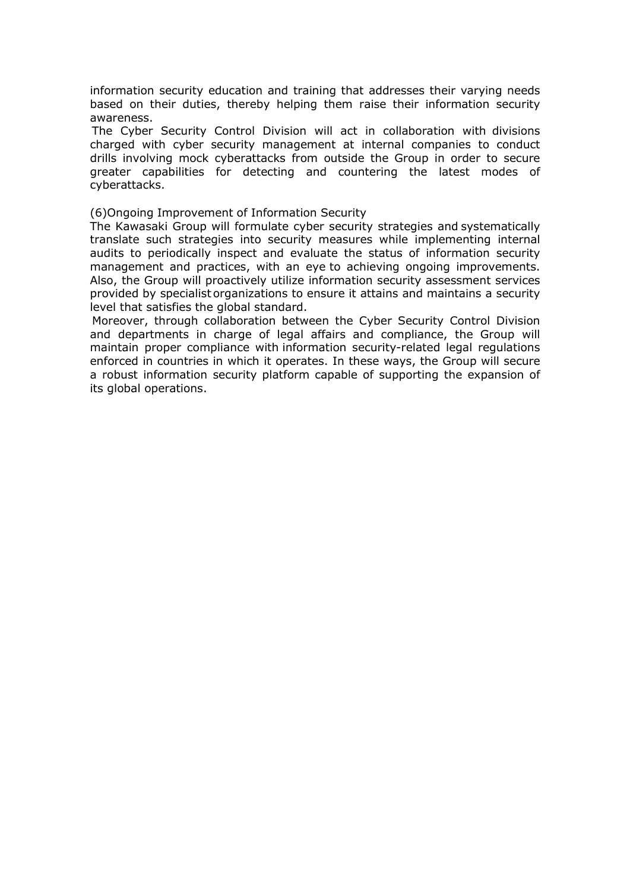information security education and training that addresses their varying needs based on their duties, thereby helping them raise their information security awareness.

The Cyber Security Control Division will act in collaboration with divisions charged with cyber security management at internal companies to conduct drills involving mock cyberattacks from outside the Group in order to secure greater capabilities for detecting and countering the latest modes of cyberattacks.

(6)Ongoing Improvement of Information Security

The Kawasaki Group will formulate cyber security strategies and systematically translate such strategies into security measures while implementing internal audits to periodically inspect and evaluate the status of information security management and practices, with an eye to achieving ongoing improvements. Also, the Group will proactively utilize information security assessment services provided by specialist organizations to ensure it attains and maintains a security level that satisfies the global standard.

Moreover, through collaboration between the Cyber Security Control Division and departments in charge of legal affairs and compliance, the Group will maintain proper compliance with information security-related legal regulations enforced in countries in which it operates. In these ways, the Group will secure a robust information security platform capable of supporting the expansion of its global operations.